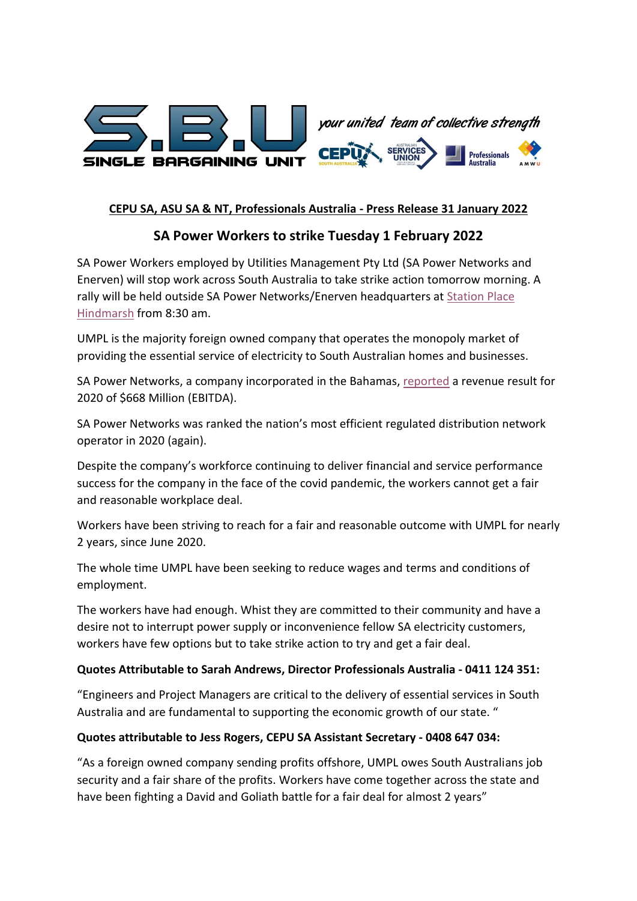S.B.U SINGLE BARGAINING UNIT

*your united team of collective strength*

CEPU SOUTH AUSTRALIA | AUSTRALIAN SERVICES UNION | Professionals Australia | AMWU

**CEPU SA, ASU SA & NT, Professionals Australia - Press Release 31 January 2022**

## SA Power Workers to strike Tuesday 1 February 2022

SA Power Workers employed by Utilities Management Pty Ltd (SA Power Networks and Enerven) will stop work across South Australia to take strike action tomorrow morning. A rally will be held outside SA Power Networks/Enerven headquarters at Station Place Hindmarsh from 8:30 am.

UMPL is the majority foreign owned company that operates the monopoly market of providing the essential service of electricity to South Australian homes and businesses.

SA Power Networks, a company incorporated in the Bahamas, reported a revenue result for 2020 of $668 Million (EBITDA).

SA Power Networks was ranked the nation's most efficient regulated distribution network operator in 2020 (again).

Despite the company's workforce continuing to deliver financial and service performance success for the company in the face of the covid pandemic, the workers cannot get a fair and reasonable workplace deal.

Workers have been striving to reach for a fair and reasonable outcome with UMPL for nearly 2 years, since June 2020.

The whole time UMPL have been seeking to reduce wages and terms and conditions of employment.

The workers have had enough. Whist they are committed to their community and have a desire not to interrupt power supply or inconvenience fellow SA electricity customers, workers have few options but to take strike action to try and get a fair deal.

**Quotes Attributable to Sarah Andrews, Director Professionals Australia - 0411 124 351:**

"Engineers and Project Managers are critical to the delivery of essential services in South Australia and are fundamental to supporting the economic growth of our state. "

**Quotes attributable to Jess Rogers, CEPU SA Assistant Secretary - 0408 647 034:**

"As a foreign owned company sending profits offshore, UMPL owes South Australians job security and a fair share of the profits. Workers have come together across the state and have been fighting a David and Goliath battle for a fair deal for almost 2 years"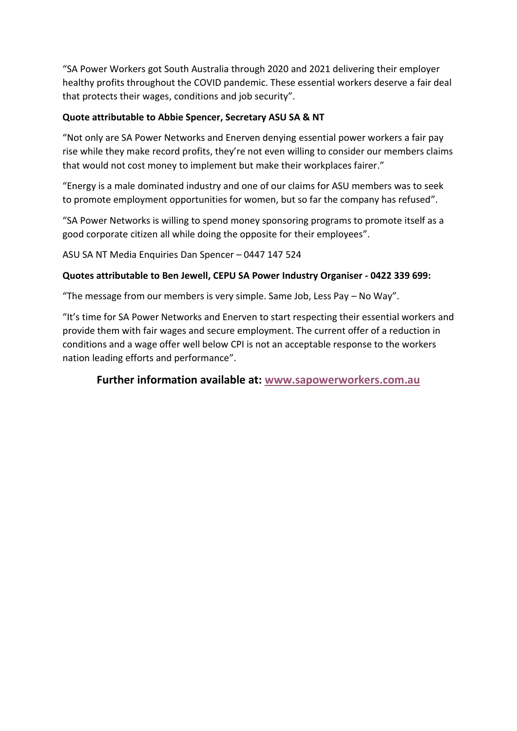"SA Power Workers got South Australia through 2020 and 2021 delivering their employer healthy profits throughout the COVID pandemic. These essential workers deserve a fair deal that protects their wages, conditions and job security".

**Quote attributable to Abbie Spencer, Secretary ASU SA & NT**

"Not only are SA Power Networks and Enerven denying essential power workers a fair pay rise while they make record profits, they're not even willing to consider our members claims that would not cost money to implement but make their workplaces fairer."

"Energy is a male dominated industry and one of our claims for ASU members was to seek to promote employment opportunities for women, but so far the company has refused".

"SA Power Networks is willing to spend money sponsoring programs to promote itself as a good corporate citizen all while doing the opposite for their employees".

ASU SA NT Media Enquiries Dan Spencer – 0447 147 524

**Quotes attributable to Ben Jewell, CEPU SA Power Industry Organiser - 0422 339 699:**

"The message from our members is very simple. Same Job, Less Pay – No Way".

"It's time for SA Power Networks and Enerven to start respecting their essential workers and provide them with fair wages and secure employment. The current offer of a reduction in conditions and a wage offer well below CPI is not an acceptable response to the workers nation leading efforts and performance".

**Further information available at: www.sapowerworkers.com.au**